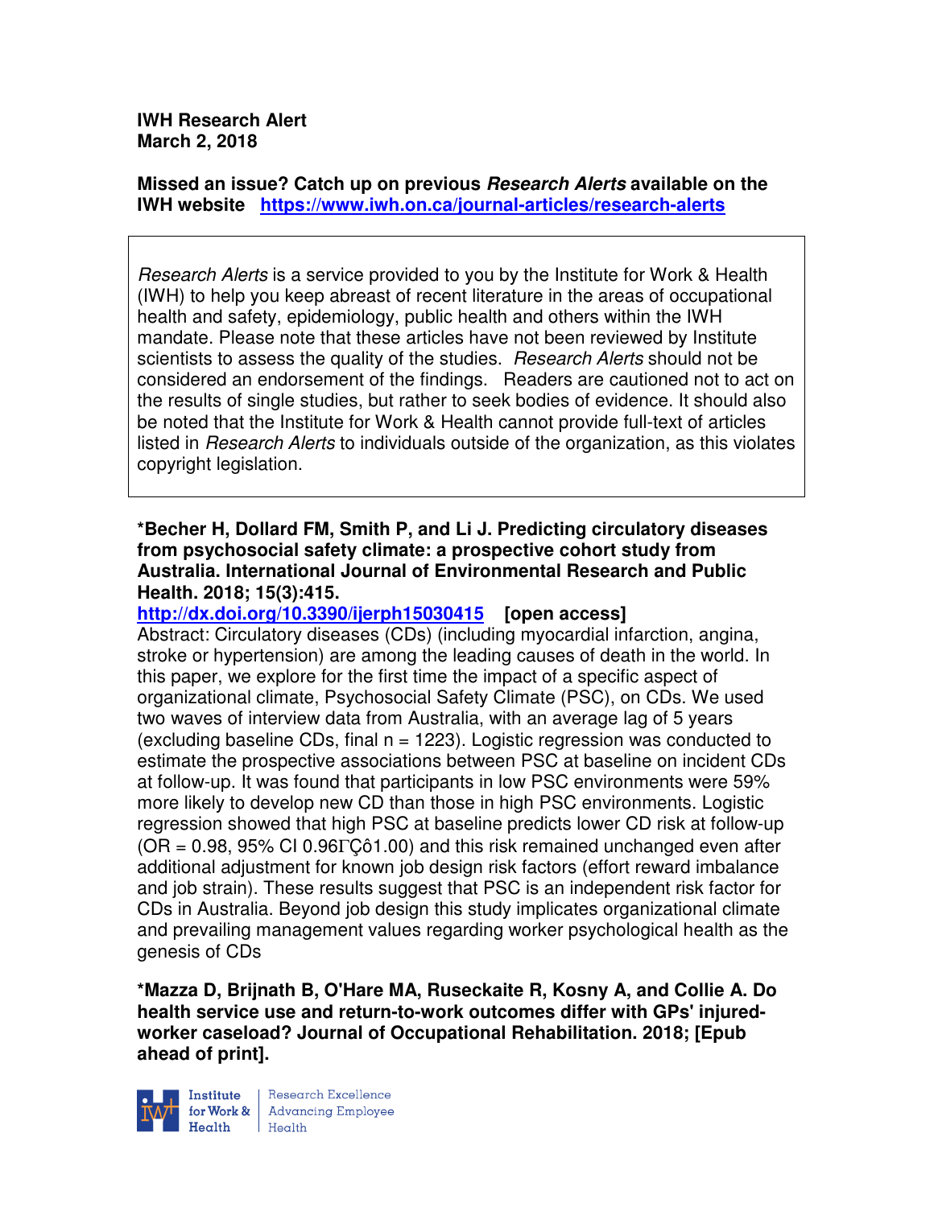**IWH Research Alert**
**March 2, 2018**

**Missed an issue? Catch up on previous *Research Alerts* available on the IWH website** https://www.iwh.on.ca/journal-articles/research-alerts

*Research Alerts* is a service provided to you by the Institute for Work & Health (IWH) to help you keep abreast of recent literature in the areas of occupational health and safety, epidemiology, public health and others within the IWH mandate. Please note that these articles have not been reviewed by Institute scientists to assess the quality of the studies. *Research Alerts* should not be considered an endorsement of the findings. Readers are cautioned not to act on the results of single studies, but rather to seek bodies of evidence. It should also be noted that the Institute for Work & Health cannot provide full-text of articles listed in *Research Alerts* to individuals outside of the organization, as this violates copyright legislation.

**\*Becher H, Dollard FM, Smith P, and Li J. Predicting circulatory diseases from psychosocial safety climate: a prospective cohort study from Australia. International Journal of Environmental Research and Public Health. 2018; 15(3):415.**
http://dx.doi.org/10.3390/ijerph15030415 **[open access]**
Abstract: Circulatory diseases (CDs) (including myocardial infarction, angina, stroke or hypertension) are among the leading causes of death in the world. In this paper, we explore for the first time the impact of a specific aspect of organizational climate, Psychosocial Safety Climate (PSC), on CDs. We used two waves of interview data from Australia, with an average lag of 5 years (excluding baseline CDs, final n = 1223). Logistic regression was conducted to estimate the prospective associations between PSC at baseline on incident CDs at follow-up. It was found that participants in low PSC environments were 59% more likely to develop new CD than those in high PSC environments. Logistic regression showed that high PSC at baseline predicts lower CD risk at follow-up (OR = 0.98, 95% CI 0.96ΓÇô1.00) and this risk remained unchanged even after additional adjustment for known job design risk factors (effort reward imbalance and job strain). These results suggest that PSC is an independent risk factor for CDs in Australia. Beyond job design this study implicates organizational climate and prevailing management values regarding worker psychological health as the genesis of CDs

**\*Mazza D, Brijnath B, O'Hare MA, Ruseckaite R, Kosny A, and Collie A. Do health service use and return-to-work outcomes differ with GPs' injured-worker caseload? Journal of Occupational Rehabilitation. 2018; [Epub ahead of print].**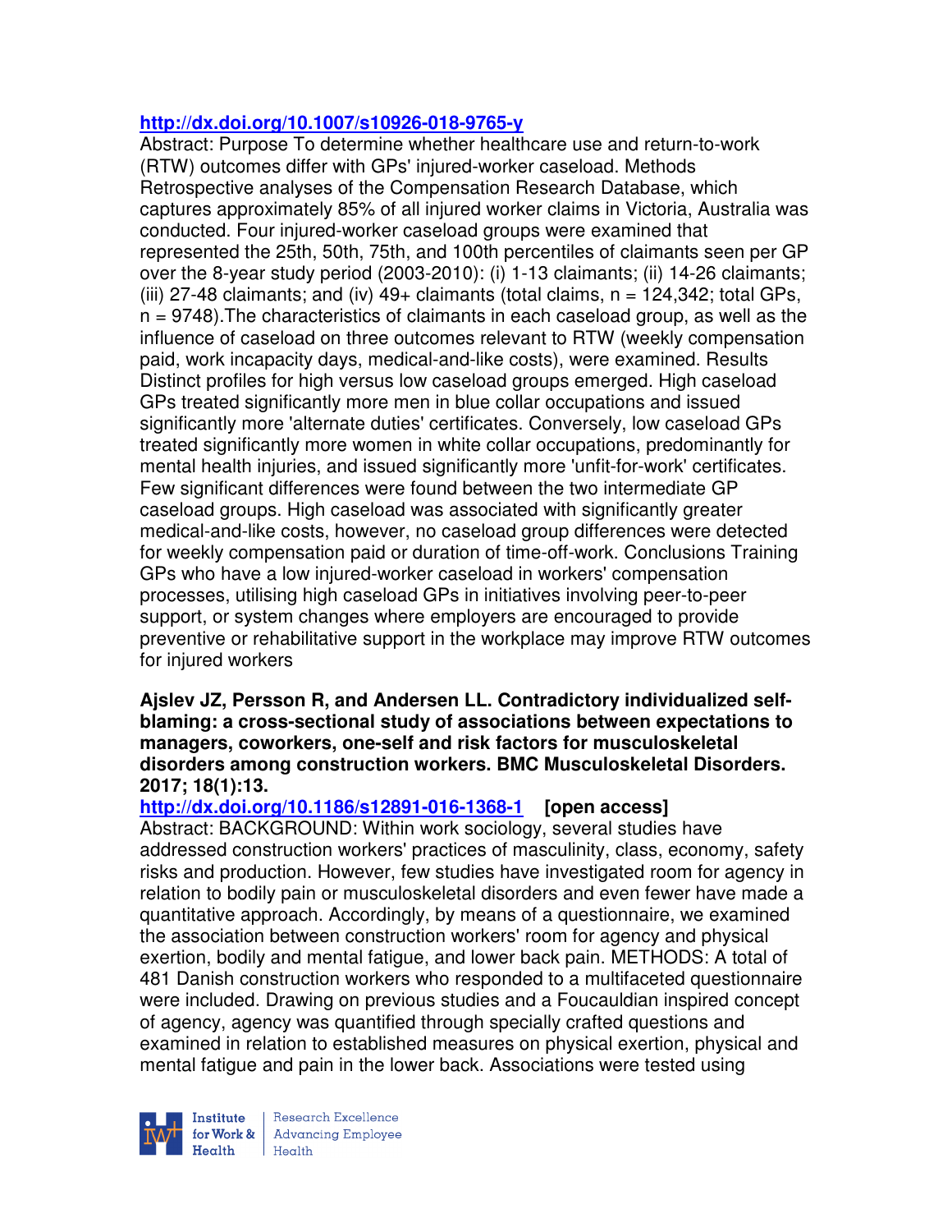http://dx.doi.org/10.1007/s10926-018-9765-y

Abstract: Purpose To determine whether healthcare use and return-to-work (RTW) outcomes differ with GPs' injured-worker caseload. Methods Retrospective analyses of the Compensation Research Database, which captures approximately 85% of all injured worker claims in Victoria, Australia was conducted. Four injured-worker caseload groups were examined that represented the 25th, 50th, 75th, and 100th percentiles of claimants seen per GP over the 8-year study period (2003-2010): (i) 1-13 claimants; (ii) 14-26 claimants; (iii) 27-48 claimants; and (iv) 49+ claimants (total claims, n = 124,342; total GPs, n = 9748).The characteristics of claimants in each caseload group, as well as the influence of caseload on three outcomes relevant to RTW (weekly compensation paid, work incapacity days, medical-and-like costs), were examined. Results Distinct profiles for high versus low caseload groups emerged. High caseload GPs treated significantly more men in blue collar occupations and issued significantly more 'alternate duties' certificates. Conversely, low caseload GPs treated significantly more women in white collar occupations, predominantly for mental health injuries, and issued significantly more 'unfit-for-work' certificates. Few significant differences were found between the two intermediate GP caseload groups. High caseload was associated with significantly greater medical-and-like costs, however, no caseload group differences were detected for weekly compensation paid or duration of time-off-work. Conclusions Training GPs who have a low injured-worker caseload in workers' compensation processes, utilising high caseload GPs in initiatives involving peer-to-peer support, or system changes where employers are encouraged to provide preventive or rehabilitative support in the workplace may improve RTW outcomes for injured workers

**Ajslev JZ, Persson R, and Andersen LL. Contradictory individualized self-blaming: a cross-sectional study of associations between expectations to managers, coworkers, one-self and risk factors for musculoskeletal disorders among construction workers. BMC Musculoskeletal Disorders. 2017; 18(1):13.**

http://dx.doi.org/10.1186/s12891-016-1368-1 **[open access]**

Abstract: BACKGROUND: Within work sociology, several studies have addressed construction workers' practices of masculinity, class, economy, safety risks and production. However, few studies have investigated room for agency in relation to bodily pain or musculoskeletal disorders and even fewer have made a quantitative approach. Accordingly, by means of a questionnaire, we examined the association between construction workers' room for agency and physical exertion, bodily and mental fatigue, and lower back pain. METHODS: A total of 481 Danish construction workers who responded to a multifaceted questionnaire were included. Drawing on previous studies and a Foucauldian inspired concept of agency, agency was quantified through specially crafted questions and examined in relation to established measures on physical exertion, physical and mental fatigue and pain in the lower back. Associations were tested using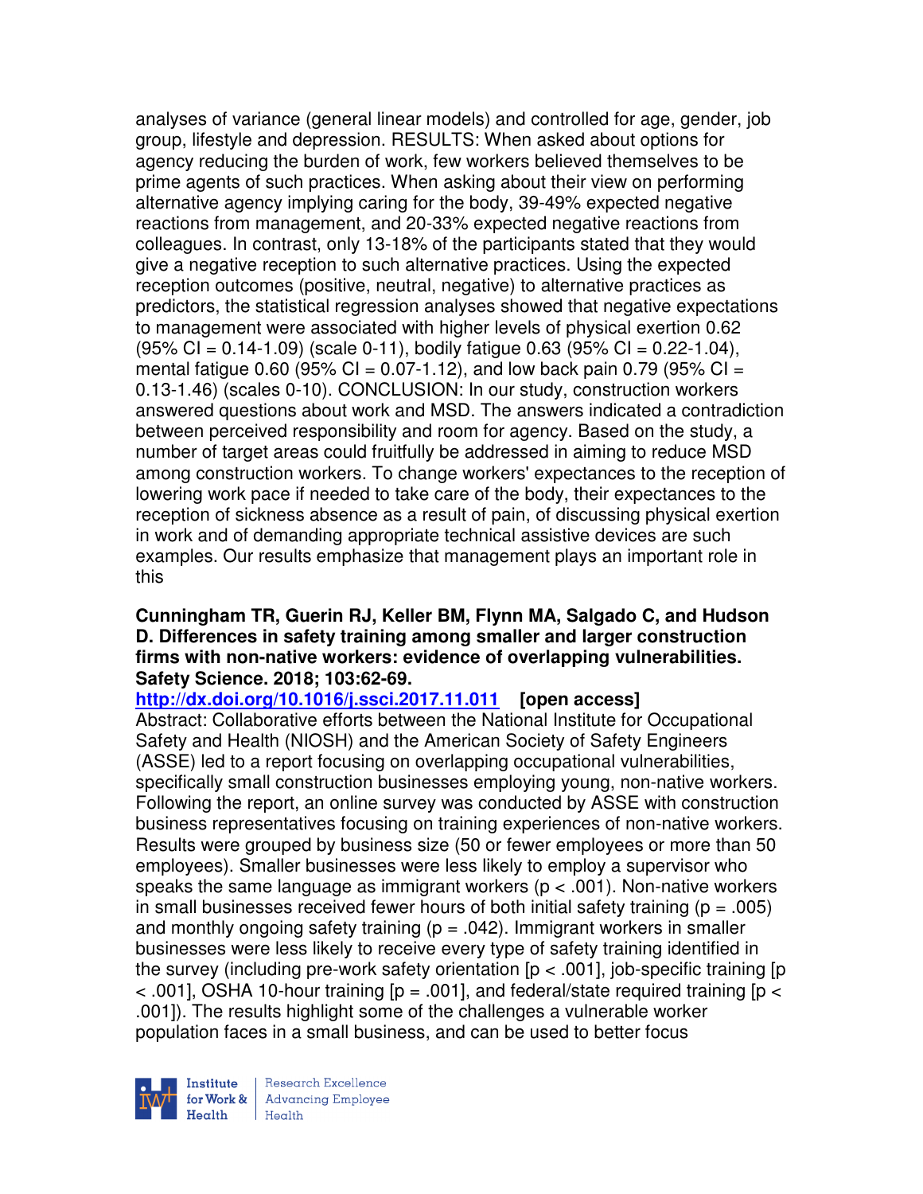analyses of variance (general linear models) and controlled for age, gender, job group, lifestyle and depression. RESULTS: When asked about options for agency reducing the burden of work, few workers believed themselves to be prime agents of such practices. When asking about their view on performing alternative agency implying caring for the body, 39-49% expected negative reactions from management, and 20-33% expected negative reactions from colleagues. In contrast, only 13-18% of the participants stated that they would give a negative reception to such alternative practices. Using the expected reception outcomes (positive, neutral, negative) to alternative practices as predictors, the statistical regression analyses showed that negative expectations to management were associated with higher levels of physical exertion 0.62 (95% CI = 0.14-1.09) (scale 0-11), bodily fatigue 0.63 (95% CI = 0.22-1.04), mental fatigue 0.60 (95% CI = 0.07-1.12), and low back pain 0.79 (95% CI = 0.13-1.46) (scales 0-10). CONCLUSION: In our study, construction workers answered questions about work and MSD. The answers indicated a contradiction between perceived responsibility and room for agency. Based on the study, a number of target areas could fruitfully be addressed in aiming to reduce MSD among construction workers. To change workers' expectances to the reception of lowering work pace if needed to take care of the body, their expectances to the reception of sickness absence as a result of pain, of discussing physical exertion in work and of demanding appropriate technical assistive devices are such examples. Our results emphasize that management plays an important role in this

**Cunningham TR, Guerin RJ, Keller BM, Flynn MA, Salgado C, and Hudson D. Differences in safety training among smaller and larger construction firms with non-native workers: evidence of overlapping vulnerabilities. Safety Science. 2018; 103:62-69.**
**http://dx.doi.org/10.1016/j.ssci.2017.11.011 [open access]**
Abstract: Collaborative efforts between the National Institute for Occupational Safety and Health (NIOSH) and the American Society of Safety Engineers (ASSE) led to a report focusing on overlapping occupational vulnerabilities, specifically small construction businesses employing young, non-native workers. Following the report, an online survey was conducted by ASSE with construction business representatives focusing on training experiences of non-native workers. Results were grouped by business size (50 or fewer employees or more than 50 employees). Smaller businesses were less likely to employ a supervisor who speaks the same language as immigrant workers ($p < .001$). Non-native workers in small businesses received fewer hours of both initial safety training ($p = .005$) and monthly ongoing safety training ($p = .042$). Immigrant workers in smaller businesses were less likely to receive every type of safety training identified in the survey (including pre-work safety orientation [$p < .001$], job-specific training [$p < .001$], OSHA 10-hour training [$p = .001$], and federal/state required training [$p < .001$]). The results highlight some of the challenges a vulnerable worker population faces in a small business, and can be used to better focus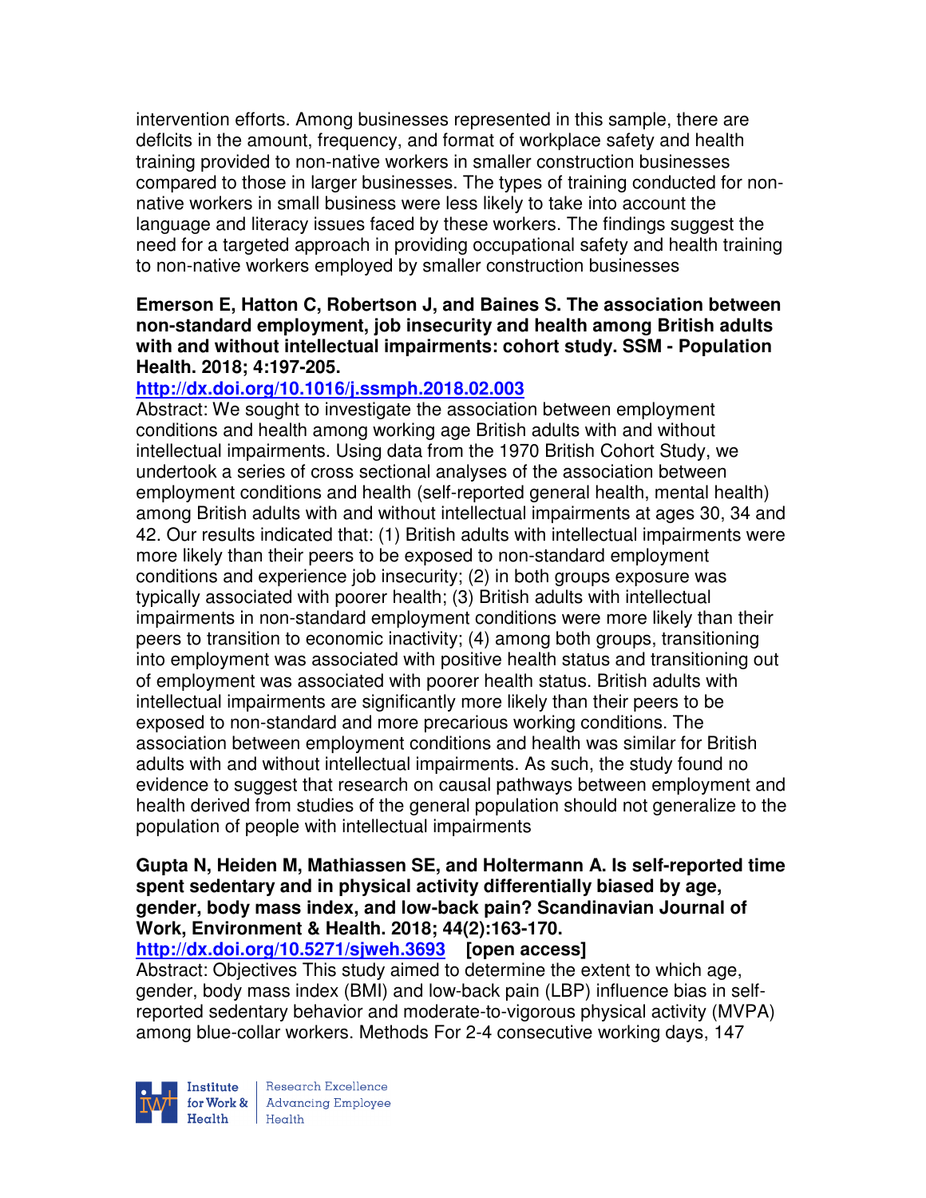intervention efforts. Among businesses represented in this sample, there are deflcits in the amount, frequency, and format of workplace safety and health training provided to non-native workers in smaller construction businesses compared to those in larger businesses. The types of training conducted for non-native workers in small business were less likely to take into account the language and literacy issues faced by these workers. The findings suggest the need for a targeted approach in providing occupational safety and health training to non-native workers employed by smaller construction businesses

**Emerson E, Hatton C, Robertson J, and Baines S. The association between non-standard employment, job insecurity and health among British adults with and without intellectual impairments: cohort study. SSM - Population Health. 2018; 4:197-205.**

**http://dx.doi.org/10.1016/j.ssmph.2018.02.003**

Abstract: We sought to investigate the association between employment conditions and health among working age British adults with and without intellectual impairments. Using data from the 1970 British Cohort Study, we undertook a series of cross sectional analyses of the association between employment conditions and health (self-reported general health, mental health) among British adults with and without intellectual impairments at ages 30, 34 and 42. Our results indicated that: (1) British adults with intellectual impairments were more likely than their peers to be exposed to non-standard employment conditions and experience job insecurity; (2) in both groups exposure was typically associated with poorer health; (3) British adults with intellectual impairments in non-standard employment conditions were more likely than their peers to transition to economic inactivity; (4) among both groups, transitioning into employment was associated with positive health status and transitioning out of employment was associated with poorer health status. British adults with intellectual impairments are significantly more likely than their peers to be exposed to non-standard and more precarious working conditions. The association between employment conditions and health was similar for British adults with and without intellectual impairments. As such, the study found no evidence to suggest that research on causal pathways between employment and health derived from studies of the general population should not generalize to the population of people with intellectual impairments

**Gupta N, Heiden M, Mathiassen SE, and Holtermann A. Is self-reported time spent sedentary and in physical activity differentially biased by age, gender, body mass index, and low-back pain? Scandinavian Journal of Work, Environment & Health. 2018; 44(2):163-170.**

**http://dx.doi.org/10.5271/sjweh.3693 [open access]**

Abstract: Objectives This study aimed to determine the extent to which age, gender, body mass index (BMI) and low-back pain (LBP) influence bias in self-reported sedentary behavior and moderate-to-vigorous physical activity (MVPA) among blue-collar workers. Methods For 2-4 consecutive working days, 147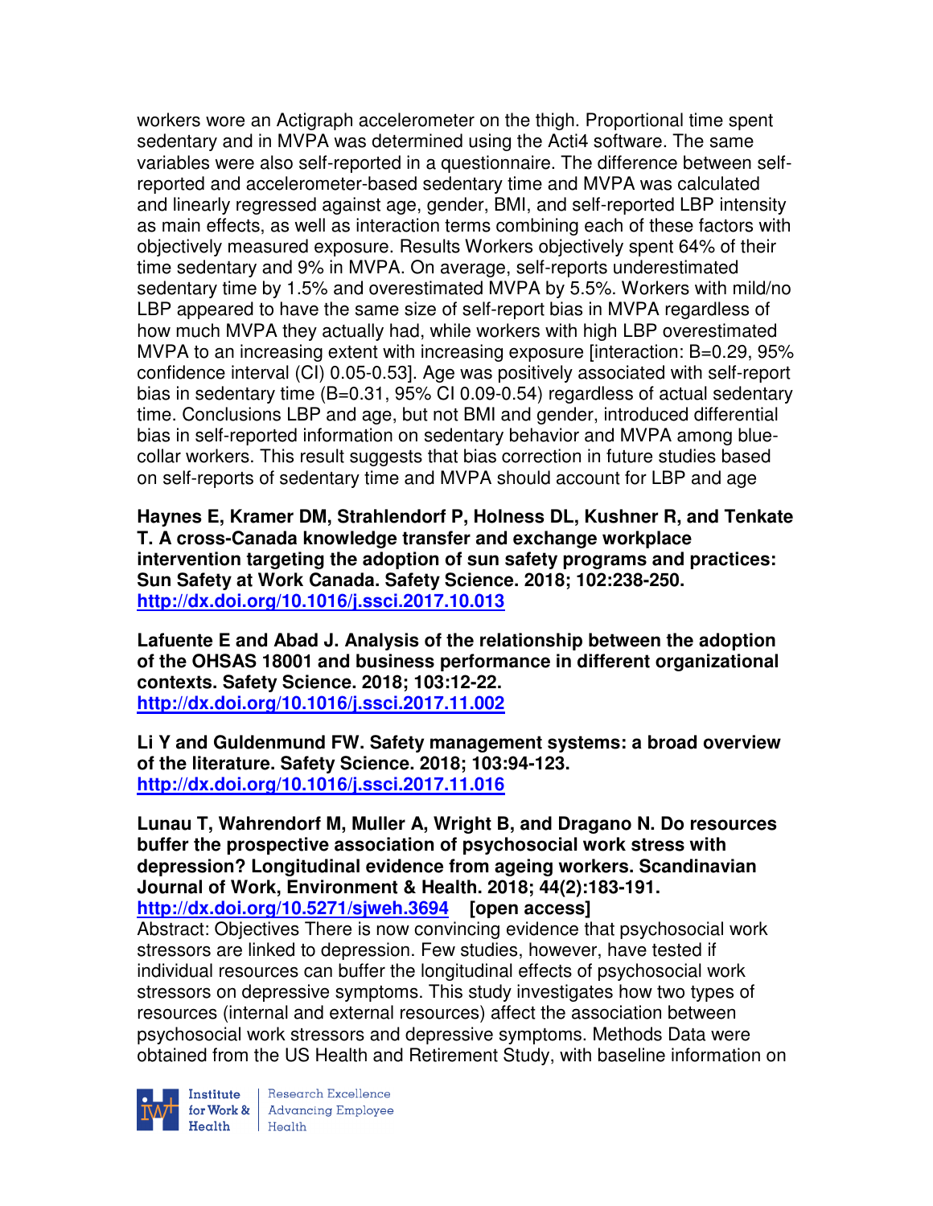workers wore an Actigraph accelerometer on the thigh. Proportional time spent sedentary and in MVPA was determined using the Acti4 software. The same variables were also self-reported in a questionnaire. The difference between self-reported and accelerometer-based sedentary time and MVPA was calculated and linearly regressed against age, gender, BMI, and self-reported LBP intensity as main effects, as well as interaction terms combining each of these factors with objectively measured exposure. Results Workers objectively spent 64% of their time sedentary and 9% in MVPA. On average, self-reports underestimated sedentary time by 1.5% and overestimated MVPA by 5.5%. Workers with mild/no LBP appeared to have the same size of self-report bias in MVPA regardless of how much MVPA they actually had, while workers with high LBP overestimated MVPA to an increasing extent with increasing exposure [interaction: B=0.29, 95% confidence interval (CI) 0.05-0.53]. Age was positively associated with self-report bias in sedentary time (B=0.31, 95% CI 0.09-0.54) regardless of actual sedentary time. Conclusions LBP and age, but not BMI and gender, introduced differential bias in self-reported information on sedentary behavior and MVPA among blue-collar workers. This result suggests that bias correction in future studies based on self-reports of sedentary time and MVPA should account for LBP and age

**Haynes E, Kramer DM, Strahlendorf P, Holness DL, Kushner R, and Tenkate T. A cross-Canada knowledge transfer and exchange workplace intervention targeting the adoption of sun safety programs and practices: Sun Safety at Work Canada. Safety Science. 2018; 102:238-250.**
**http://dx.doi.org/10.1016/j.ssci.2017.10.013**

**Lafuente E and Abad J. Analysis of the relationship between the adoption of the OHSAS 18001 and business performance in different organizational contexts. Safety Science. 2018; 103:12-22.**
**http://dx.doi.org/10.1016/j.ssci.2017.11.002**

**Li Y and Guldenmund FW. Safety management systems: a broad overview of the literature. Safety Science. 2018; 103:94-123.**
**http://dx.doi.org/10.1016/j.ssci.2017.11.016**

**Lunau T, Wahrendorf M, Muller A, Wright B, and Dragano N. Do resources buffer the prospective association of psychosocial work stress with depression? Longitudinal evidence from ageing workers. Scandinavian Journal of Work, Environment & Health. 2018; 44(2):183-191.**
**http://dx.doi.org/10.5271/sjweh.3694 [open access]**
Abstract: Objectives There is now convincing evidence that psychosocial work stressors are linked to depression. Few studies, however, have tested if individual resources can buffer the longitudinal effects of psychosocial work stressors on depressive symptoms. This study investigates how two types of resources (internal and external resources) affect the association between psychosocial work stressors and depressive symptoms. Methods Data were obtained from the US Health and Retirement Study, with baseline information on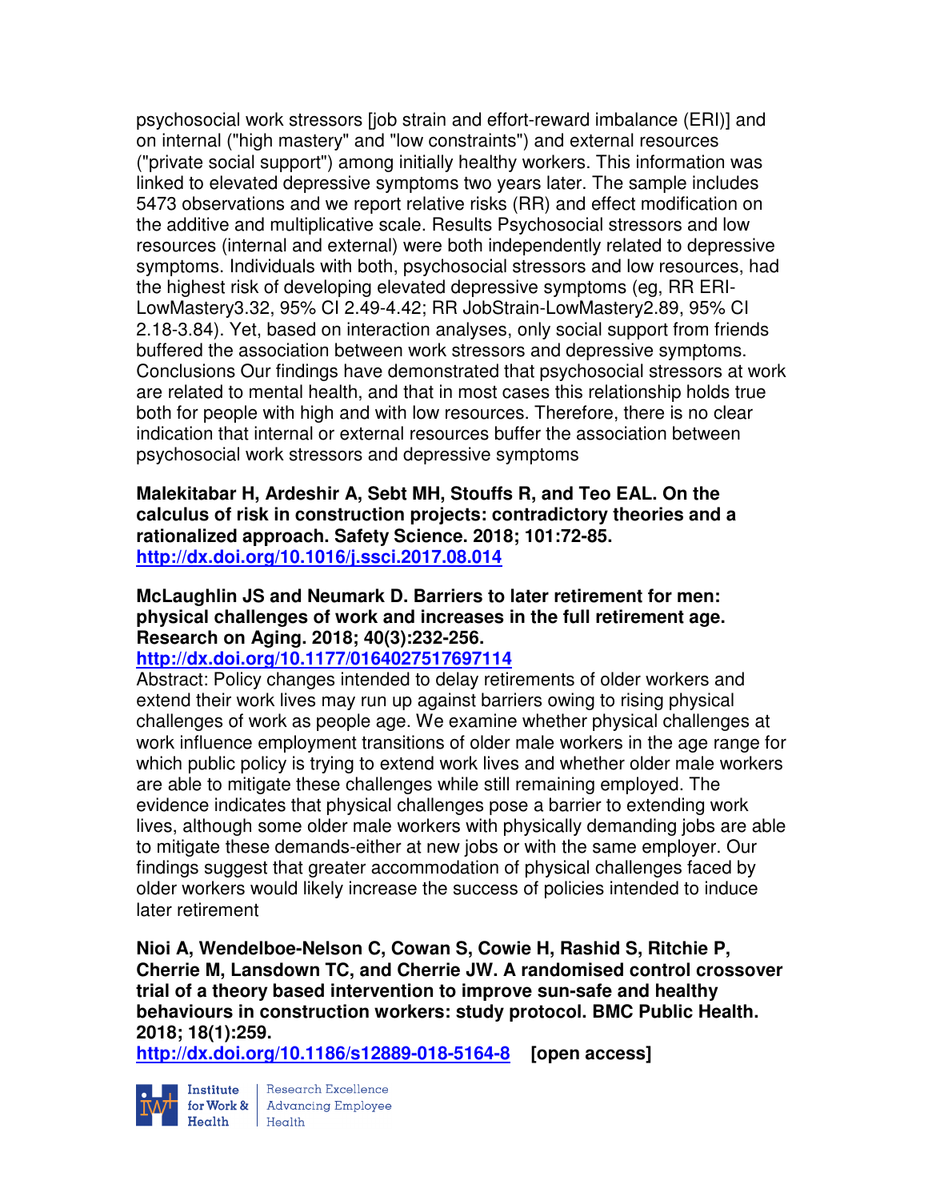psychosocial work stressors [job strain and effort-reward imbalance (ERI)] and on internal ("high mastery" and "low constraints") and external resources ("private social support") among initially healthy workers. This information was linked to elevated depressive symptoms two years later. The sample includes 5473 observations and we report relative risks (RR) and effect modification on the additive and multiplicative scale. Results Psychosocial stressors and low resources (internal and external) were both independently related to depressive symptoms. Individuals with both, psychosocial stressors and low resources, had the highest risk of developing elevated depressive symptoms (eg, RR ERI-LowMastery3.32, 95% CI 2.49-4.42; RR JobStrain-LowMastery2.89, 95% CI 2.18-3.84). Yet, based on interaction analyses, only social support from friends buffered the association between work stressors and depressive symptoms. Conclusions Our findings have demonstrated that psychosocial stressors at work are related to mental health, and that in most cases this relationship holds true both for people with high and with low resources. Therefore, there is no clear indication that internal or external resources buffer the association between psychosocial work stressors and depressive symptoms

**Malekitabar H, Ardeshir A, Sebt MH, Stouffs R, and Teo EAL. On the calculus of risk in construction projects: contradictory theories and a rationalized approach. Safety Science. 2018; 101:72-85.**
**http://dx.doi.org/10.1016/j.ssci.2017.08.014**

**McLaughlin JS and Neumark D. Barriers to later retirement for men: physical challenges of work and increases in the full retirement age. Research on Aging. 2018; 40(3):232-256.**
**http://dx.doi.org/10.1177/0164027517697114**
Abstract: Policy changes intended to delay retirements of older workers and extend their work lives may run up against barriers owing to rising physical challenges of work as people age. We examine whether physical challenges at work influence employment transitions of older male workers in the age range for which public policy is trying to extend work lives and whether older male workers are able to mitigate these challenges while still remaining employed. The evidence indicates that physical challenges pose a barrier to extending work lives, although some older male workers with physically demanding jobs are able to mitigate these demands-either at new jobs or with the same employer. Our findings suggest that greater accommodation of physical challenges faced by older workers would likely increase the success of policies intended to induce later retirement

**Nioi A, Wendelboe-Nelson C, Cowan S, Cowie H, Rashid S, Ritchie P, Cherrie M, Lansdown TC, and Cherrie JW. A randomised control crossover trial of a theory based intervention to improve sun-safe and healthy behaviours in construction workers: study protocol. BMC Public Health. 2018; 18(1):259.**
**http://dx.doi.org/10.1186/s12889-018-5164-8** **[open access]**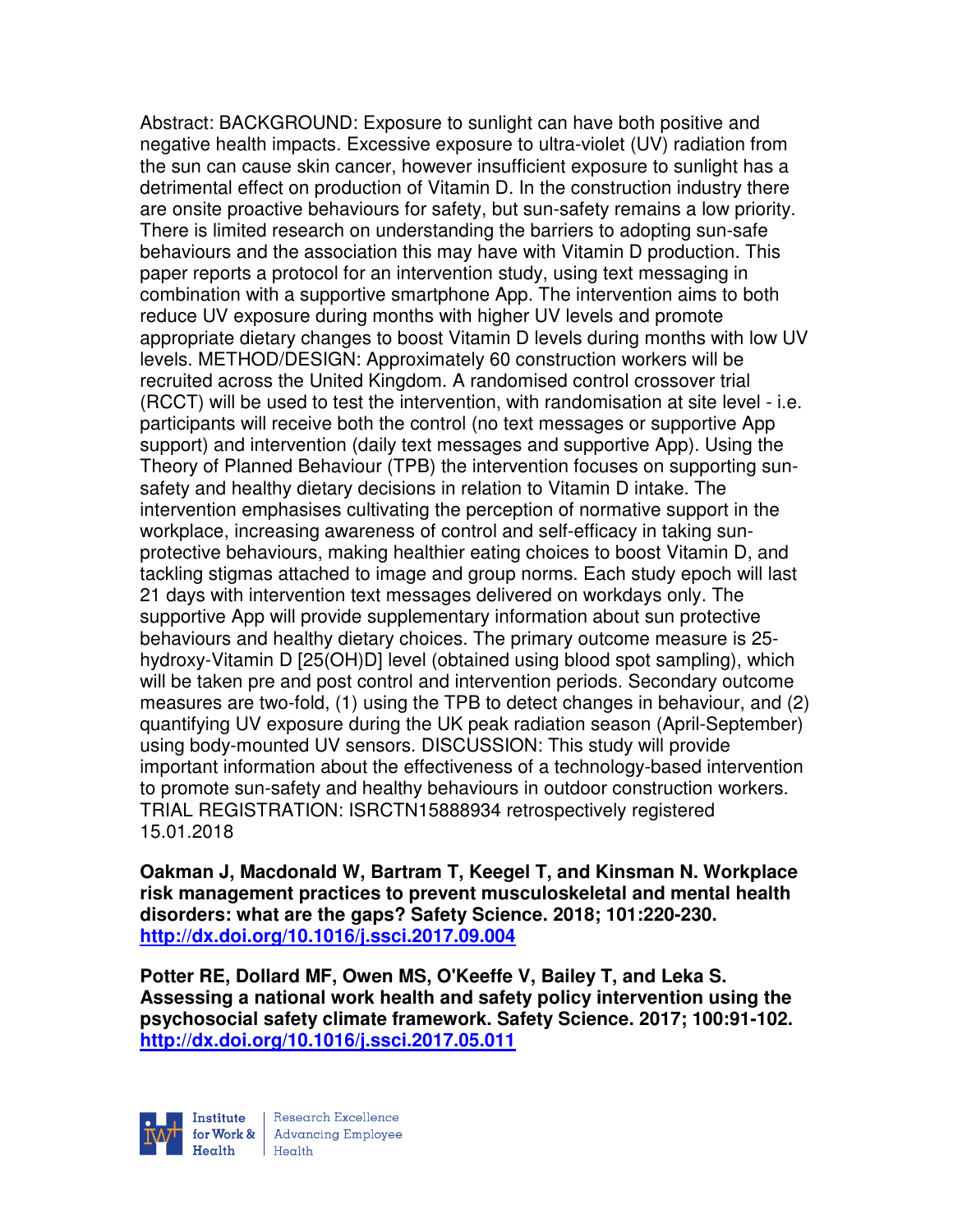Abstract: BACKGROUND: Exposure to sunlight can have both positive and negative health impacts. Excessive exposure to ultra-violet (UV) radiation from the sun can cause skin cancer, however insufficient exposure to sunlight has a detrimental effect on production of Vitamin D. In the construction industry there are onsite proactive behaviours for safety, but sun-safety remains a low priority. There is limited research on understanding the barriers to adopting sun-safe behaviours and the association this may have with Vitamin D production. This paper reports a protocol for an intervention study, using text messaging in combination with a supportive smartphone App. The intervention aims to both reduce UV exposure during months with higher UV levels and promote appropriate dietary changes to boost Vitamin D levels during months with low UV levels. METHOD/DESIGN: Approximately 60 construction workers will be recruited across the United Kingdom. A randomised control crossover trial (RCCT) will be used to test the intervention, with randomisation at site level - i.e. participants will receive both the control (no text messages or supportive App support) and intervention (daily text messages and supportive App). Using the Theory of Planned Behaviour (TPB) the intervention focuses on supporting sun-safety and healthy dietary decisions in relation to Vitamin D intake. The intervention emphasises cultivating the perception of normative support in the workplace, increasing awareness of control and self-efficacy in taking sun-protective behaviours, making healthier eating choices to boost Vitamin D, and tackling stigmas attached to image and group norms. Each study epoch will last 21 days with intervention text messages delivered on workdays only. The supportive App will provide supplementary information about sun protective behaviours and healthy dietary choices. The primary outcome measure is 25-hydroxy-Vitamin D [25(OH)D] level (obtained using blood spot sampling), which will be taken pre and post control and intervention periods. Secondary outcome measures are two-fold, (1) using the TPB to detect changes in behaviour, and (2) quantifying UV exposure during the UK peak radiation season (April-September) using body-mounted UV sensors. DISCUSSION: This study will provide important information about the effectiveness of a technology-based intervention to promote sun-safety and healthy behaviours in outdoor construction workers. TRIAL REGISTRATION: ISRCTN15888934 retrospectively registered 15.01.2018

**Oakman J, Macdonald W, Bartram T, Keegel T, and Kinsman N. Workplace risk management practices to prevent musculoskeletal and mental health disorders: what are the gaps? Safety Science. 2018; 101:220-230. http://dx.doi.org/10.1016/j.ssci.2017.09.004**

**Potter RE, Dollard MF, Owen MS, O'Keeffe V, Bailey T, and Leka S. Assessing a national work health and safety policy intervention using the psychosocial safety climate framework. Safety Science. 2017; 100:91-102. http://dx.doi.org/10.1016/j.ssci.2017.05.011**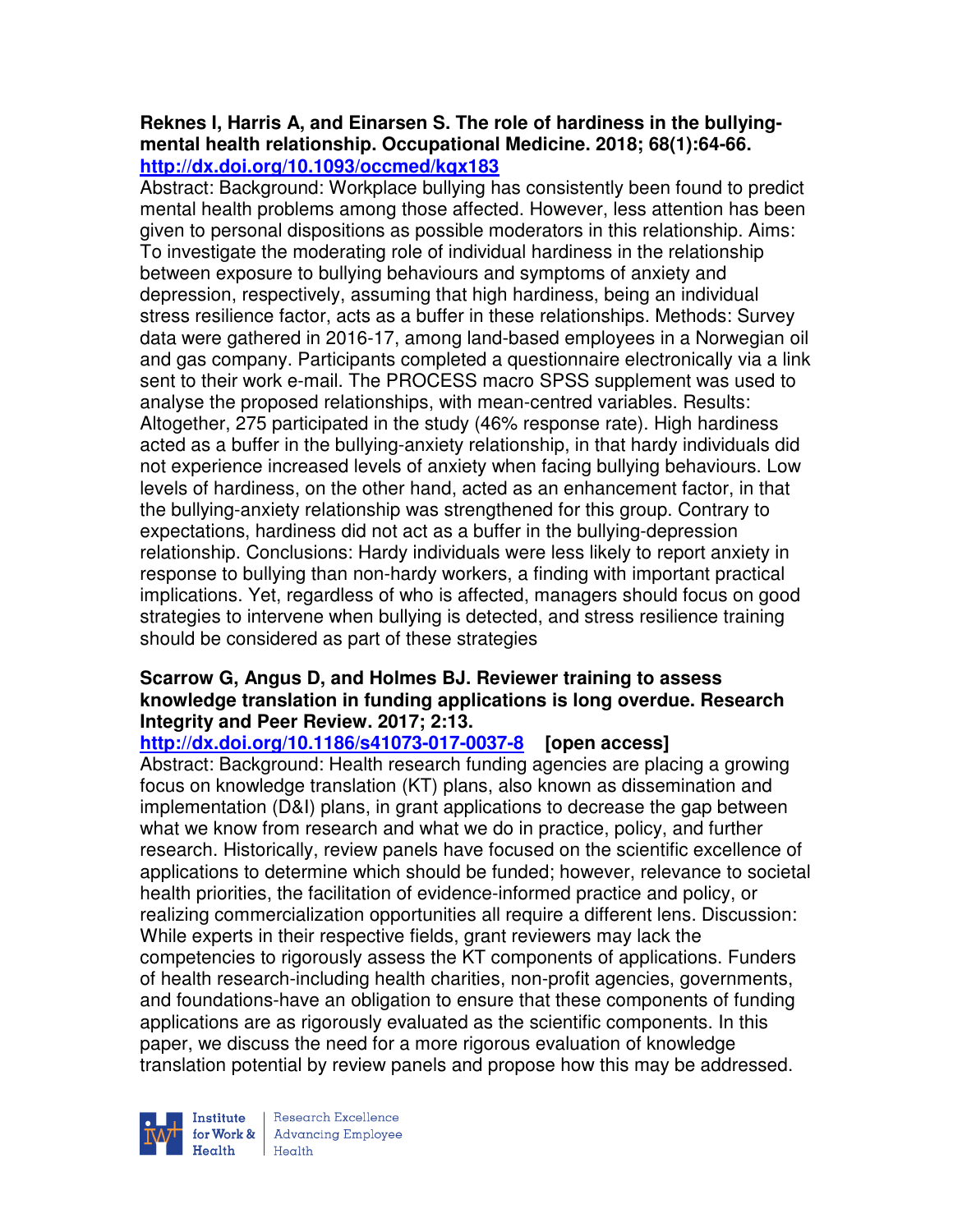**Reknes I, Harris A, and Einarsen S. The role of hardiness in the bullying-mental health relationship. Occupational Medicine. 2018; 68(1):64-66.**
**http://dx.doi.org/10.1093/occmed/kqx183**

Abstract: Background: Workplace bullying has consistently been found to predict mental health problems among those affected. However, less attention has been given to personal dispositions as possible moderators in this relationship. Aims: To investigate the moderating role of individual hardiness in the relationship between exposure to bullying behaviours and symptoms of anxiety and depression, respectively, assuming that high hardiness, being an individual stress resilience factor, acts as a buffer in these relationships. Methods: Survey data were gathered in 2016-17, among land-based employees in a Norwegian oil and gas company. Participants completed a questionnaire electronically via a link sent to their work e-mail. The PROCESS macro SPSS supplement was used to analyse the proposed relationships, with mean-centred variables. Results: Altogether, 275 participated in the study (46% response rate). High hardiness acted as a buffer in the bullying-anxiety relationship, in that hardy individuals did not experience increased levels of anxiety when facing bullying behaviours. Low levels of hardiness, on the other hand, acted as an enhancement factor, in that the bullying-anxiety relationship was strengthened for this group. Contrary to expectations, hardiness did not act as a buffer in the bullying-depression relationship. Conclusions: Hardy individuals were less likely to report anxiety in response to bullying than non-hardy workers, a finding with important practical implications. Yet, regardless of who is affected, managers should focus on good strategies to intervene when bullying is detected, and stress resilience training should be considered as part of these strategies

**Scarrow G, Angus D, and Holmes BJ. Reviewer training to assess knowledge translation in funding applications is long overdue. Research Integrity and Peer Review. 2017; 2:13.**
**http://dx.doi.org/10.1186/s41073-017-0037-8 [open access]**

Abstract: Background: Health research funding agencies are placing a growing focus on knowledge translation (KT) plans, also known as dissemination and implementation (D&I) plans, in grant applications to decrease the gap between what we know from research and what we do in practice, policy, and further research. Historically, review panels have focused on the scientific excellence of applications to determine which should be funded; however, relevance to societal health priorities, the facilitation of evidence-informed practice and policy, or realizing commercialization opportunities all require a different lens. Discussion: While experts in their respective fields, grant reviewers may lack the competencies to rigorously assess the KT components of applications. Funders of health research-including health charities, non-profit agencies, governments, and foundations-have an obligation to ensure that these components of funding applications are as rigorously evaluated as the scientific components. In this paper, we discuss the need for a more rigorous evaluation of knowledge translation potential by review panels and propose how this may be addressed.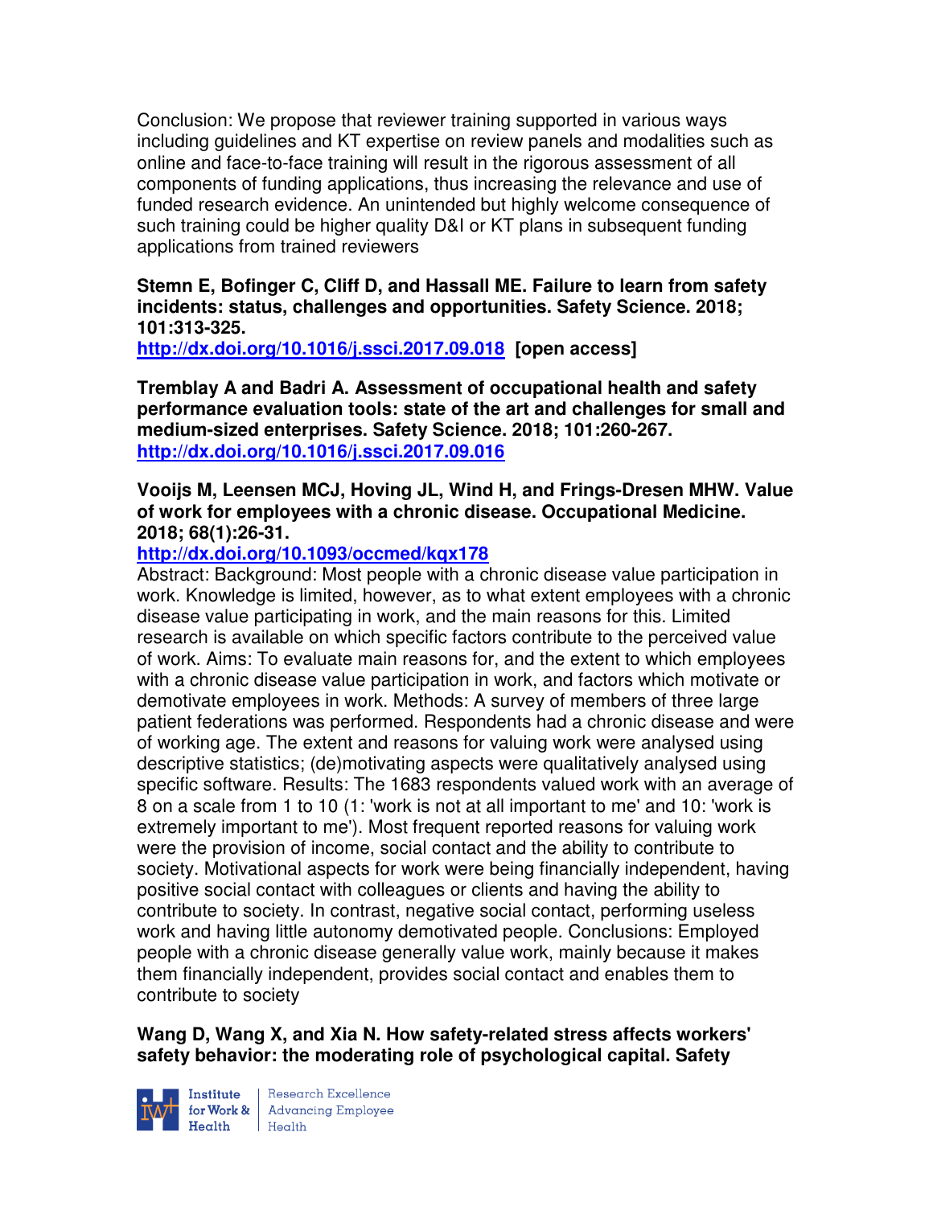Conclusion: We propose that reviewer training supported in various ways including guidelines and KT expertise on review panels and modalities such as online and face-to-face training will result in the rigorous assessment of all components of funding applications, thus increasing the relevance and use of funded research evidence. An unintended but highly welcome consequence of such training could be higher quality D&I or KT plans in subsequent funding applications from trained reviewers

**Stemn E, Bofinger C, Cliff D, and Hassall ME. Failure to learn from safety incidents: status, challenges and opportunities. Safety Science. 2018; 101:313-325.**
**[http://dx.doi.org/10.1016/j.ssci.2017.09.018](http://dx.doi.org/10.1016/j.ssci.2017.09.018) [open access]**

**Tremblay A and Badri A. Assessment of occupational health and safety performance evaluation tools: state of the art and challenges for small and medium-sized enterprises. Safety Science. 2018; 101:260-267.**
**[http://dx.doi.org/10.1016/j.ssci.2017.09.016](http://dx.doi.org/10.1016/j.ssci.2017.09.016)**

**Vooijs M, Leensen MCJ, Hoving JL, Wind H, and Frings-Dresen MHW. Value of work for employees with a chronic disease. Occupational Medicine. 2018; 68(1):26-31.**
**[http://dx.doi.org/10.1093/occmed/kqx178](http://dx.doi.org/10.1093/occmed/kqx178)**
Abstract: Background: Most people with a chronic disease value participation in work. Knowledge is limited, however, as to what extent employees with a chronic disease value participating in work, and the main reasons for this. Limited research is available on which specific factors contribute to the perceived value of work. Aims: To evaluate main reasons for, and the extent to which employees with a chronic disease value participation in work, and factors which motivate or demotivate employees in work. Methods: A survey of members of three large patient federations was performed. Respondents had a chronic disease and were of working age. The extent and reasons for valuing work were analysed using descriptive statistics; (de)motivating aspects were qualitatively analysed using specific software. Results: The 1683 respondents valued work with an average of 8 on a scale from 1 to 10 (1: 'work is not at all important to me' and 10: 'work is extremely important to me'). Most frequent reported reasons for valuing work were the provision of income, social contact and the ability to contribute to society. Motivational aspects for work were being financially independent, having positive social contact with colleagues or clients and having the ability to contribute to society. In contrast, negative social contact, performing useless work and having little autonomy demotivated people. Conclusions: Employed people with a chronic disease generally value work, mainly because it makes them financially independent, provides social contact and enables them to contribute to society

**Wang D, Wang X, and Xia N. How safety-related stress affects workers' safety behavior: the moderating role of psychological capital. Safety**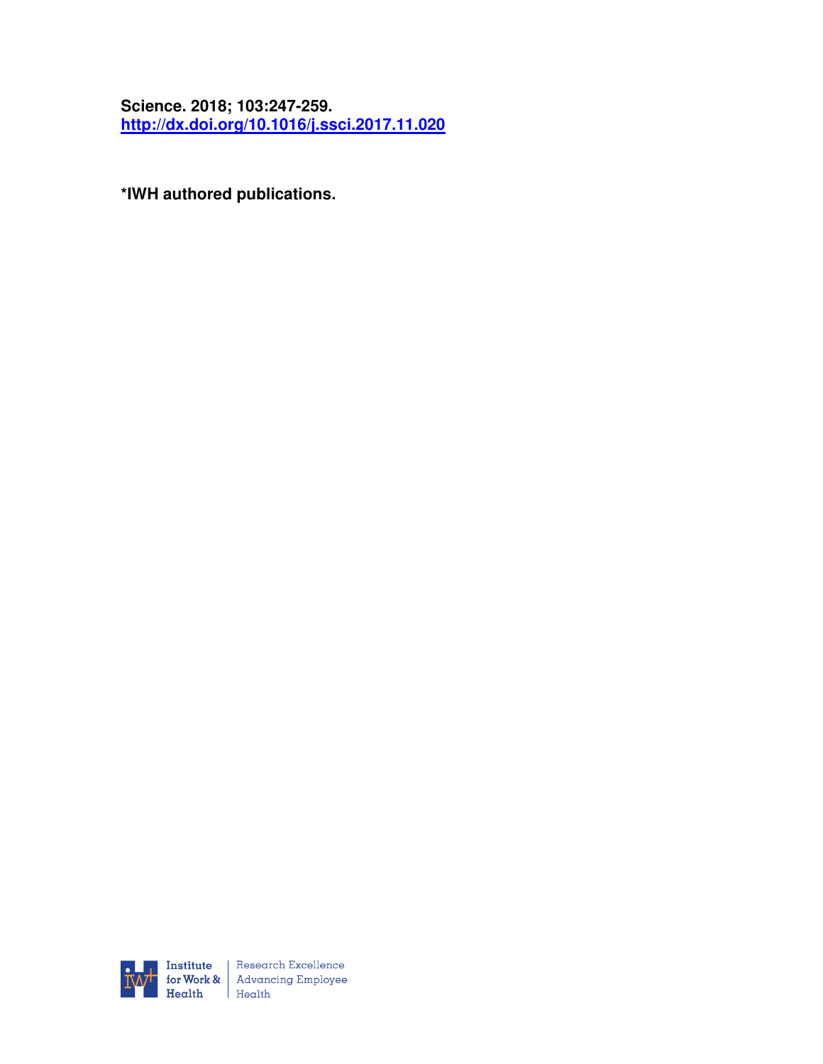**Science. 2018; 103:247-259.**
**[http://dx.doi.org/10.1016/j.ssci.2017.11.020](http://dx.doi.org/10.1016/j.ssci.2017.11.020)**

***IWH authored publications.**

Institute for Work & Health | Research Excellence Advancing Employee Health